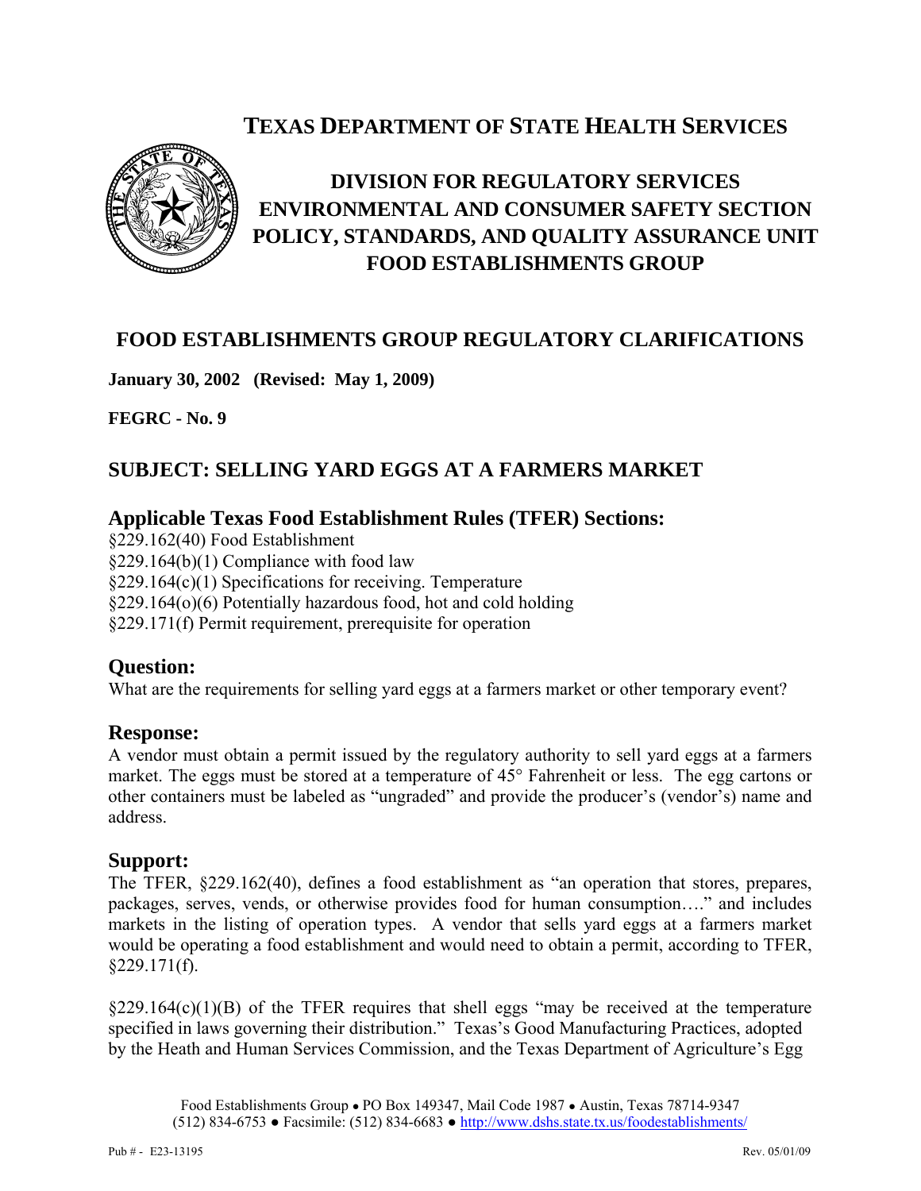# TEXAS DEPARTMENT OF STATE HEALTH SERVICES

## DIVISION FOR REGULATORY SERVICES
## ENVIRONMENTAL AND CONSUMER SAFETY SECTION
## POLICY, STANDARDS, AND QUALITY ASSURANCE UNIT
## FOOD ESTABLISHMENTS GROUP

## FOOD ESTABLISHMENTS GROUP REGULATORY CLARIFICATIONS

**January 30, 2002 (Revised: May 1, 2009)**

**FEGRC - No. 9**

## SUBJECT: SELLING YARD EGGS AT A FARMERS MARKET

### Applicable Texas Food Establishment Rules (TFER) Sections:

§229.162(40) Food Establishment
§229.164(b)(1) Compliance with food law
§229.164(c)(1) Specifications for receiving. Temperature
§229.164(o)(6) Potentially hazardous food, hot and cold holding
§229.171(f) Permit requirement, prerequisite for operation

### Question:

What are the requirements for selling yard eggs at a farmers market or other temporary event?

### Response:

A vendor must obtain a permit issued by the regulatory authority to sell yard eggs at a farmers market. The eggs must be stored at a temperature of 45° Fahrenheit or less. The egg cartons or other containers must be labeled as "ungraded" and provide the producer's (vendor's) name and address.

### Support:

The TFER, §229.162(40), defines a food establishment as "an operation that stores, prepares, packages, serves, vends, or otherwise provides food for human consumption…." and includes markets in the listing of operation types. A vendor that sells yard eggs at a farmers market would be operating a food establishment and would need to obtain a permit, according to TFER, §229.171(f).

§229.164(c)(1)(B) of the TFER requires that shell eggs "may be received at the temperature specified in laws governing their distribution." Texas's Good Manufacturing Practices, adopted by the Heath and Human Services Commission, and the Texas Department of Agriculture's Egg

Food Establishments Group • PO Box 149347, Mail Code 1987 • Austin, Texas 78714-9347
(512) 834-6753 • Facsimile: (512) 834-6683 • http://www.dshs.state.tx.us/foodestablishments/

Pub # - E23-13195 Rev. 05/01/09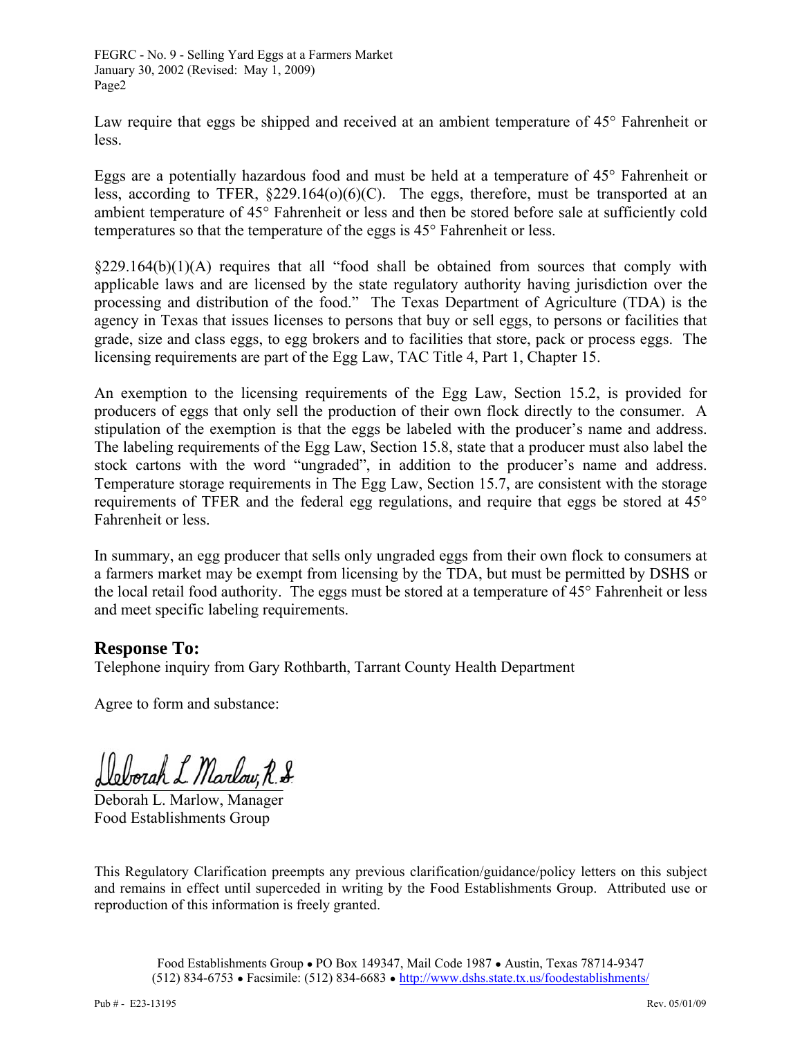Law require that eggs be shipped and received at an ambient temperature of 45° Fahrenheit or less.

Eggs are a potentially hazardous food and must be held at a temperature of 45° Fahrenheit or less, according to TFER, §229.164(o)(6)(C). The eggs, therefore, must be transported at an ambient temperature of 45° Fahrenheit or less and then be stored before sale at sufficiently cold temperatures so that the temperature of the eggs is 45° Fahrenheit or less.

§229.164(b)(1)(A) requires that all "food shall be obtained from sources that comply with applicable laws and are licensed by the state regulatory authority having jurisdiction over the processing and distribution of the food." The Texas Department of Agriculture (TDA) is the agency in Texas that issues licenses to persons that buy or sell eggs, to persons or facilities that grade, size and class eggs, to egg brokers and to facilities that store, pack or process eggs. The licensing requirements are part of the Egg Law, TAC Title 4, Part 1, Chapter 15.

An exemption to the licensing requirements of the Egg Law, Section 15.2, is provided for producers of eggs that only sell the production of their own flock directly to the consumer. A stipulation of the exemption is that the eggs be labeled with the producer's name and address. The labeling requirements of the Egg Law, Section 15.8, state that a producer must also label the stock cartons with the word "ungraded", in addition to the producer's name and address. Temperature storage requirements in The Egg Law, Section 15.7, are consistent with the storage requirements of TFER and the federal egg regulations, and require that eggs be stored at 45° Fahrenheit or less.

In summary, an egg producer that sells only ungraded eggs from their own flock to consumers at a farmers market may be exempt from licensing by the TDA, but must be permitted by DSHS or the local retail food authority. The eggs must be stored at a temperature of 45° Fahrenheit or less and meet specific labeling requirements.

## Response To:

Telephone inquiry from Gary Rothbarth, Tarrant County Health Department

Agree to form and substance:

Deborah L. Marlow, R.S.

Deborah L. Marlow, Manager
Food Establishments Group

This Regulatory Clarification preempts any previous clarification/guidance/policy letters on this subject and remains in effect until superceded in writing by the Food Establishments Group. Attributed use or reproduction of this information is freely granted.

Food Establishments Group • PO Box 149347, Mail Code 1987 • Austin, Texas 78714-9347
(512) 834-6753 • Facsimile: (512) 834-6683 • http://www.dshs.state.tx.us/foodestablishments/

Pub # - E23-13195 Rev. 05/01/09